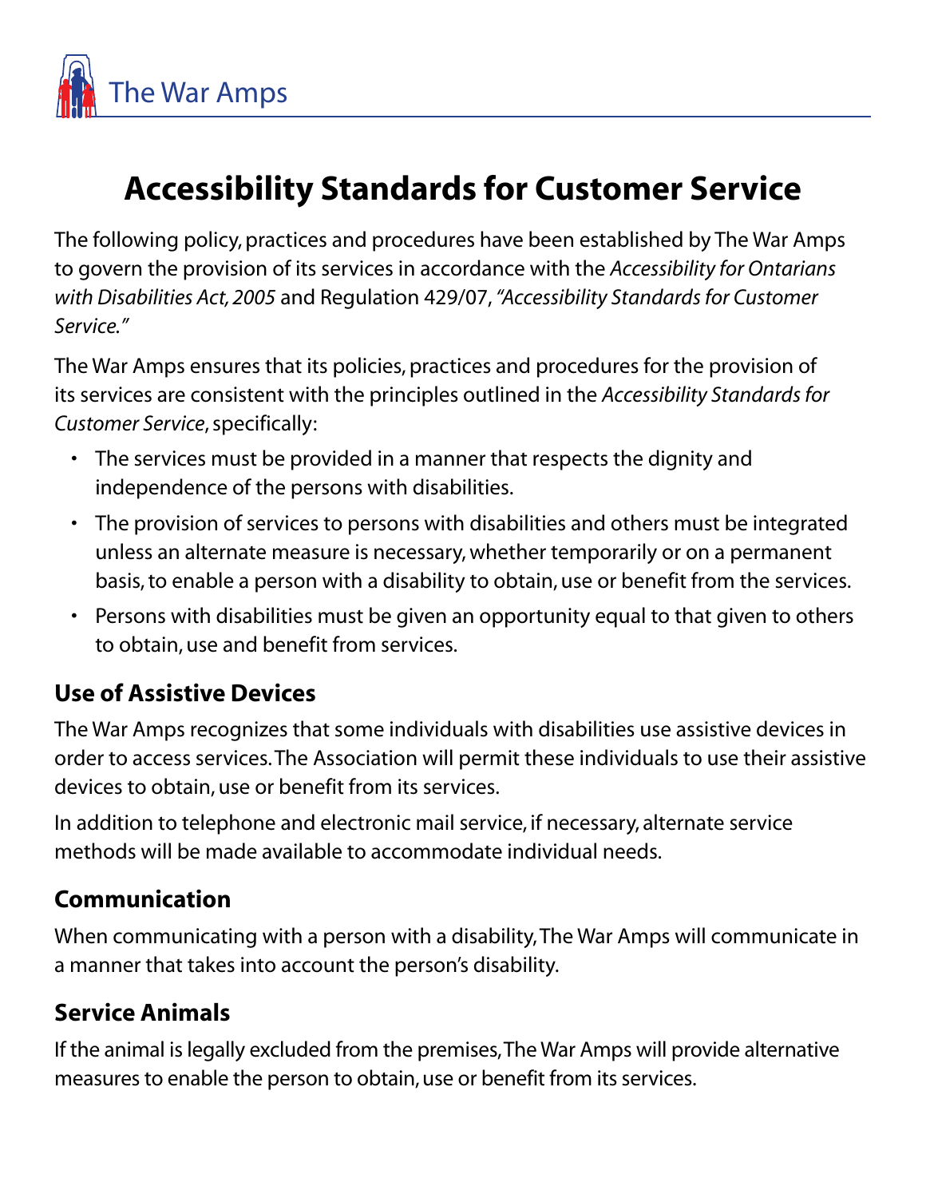The War Amps

# Accessibility Standards for Customer Service

The following policy, practices and procedures have been established by The War Amps to govern the provision of its services in accordance with the *Accessibility for Ontarians with Disabilities Act, 2005* and Regulation 429/07, *"Accessibility Standards for Customer Service."*

The War Amps ensures that its policies, practices and procedures for the provision of its services are consistent with the principles outlined in the *Accessibility Standards for Customer Service*, specifically:

- The services must be provided in a manner that respects the dignity and independence of the persons with disabilities.
- The provision of services to persons with disabilities and others must be integrated unless an alternate measure is necessary, whether temporarily or on a permanent basis, to enable a person with a disability to obtain, use or benefit from the services.
- Persons with disabilities must be given an opportunity equal to that given to others to obtain, use and benefit from services.

## Use of Assistive Devices

The War Amps recognizes that some individuals with disabilities use assistive devices in order to access services. The Association will permit these individuals to use their assistive devices to obtain, use or benefit from its services.

In addition to telephone and electronic mail service, if necessary, alternate service methods will be made available to accommodate individual needs.

## Communication

When communicating with a person with a disability, The War Amps will communicate in a manner that takes into account the person's disability.

## Service Animals

If the animal is legally excluded from the premises, The War Amps will provide alternative measures to enable the person to obtain, use or benefit from its services.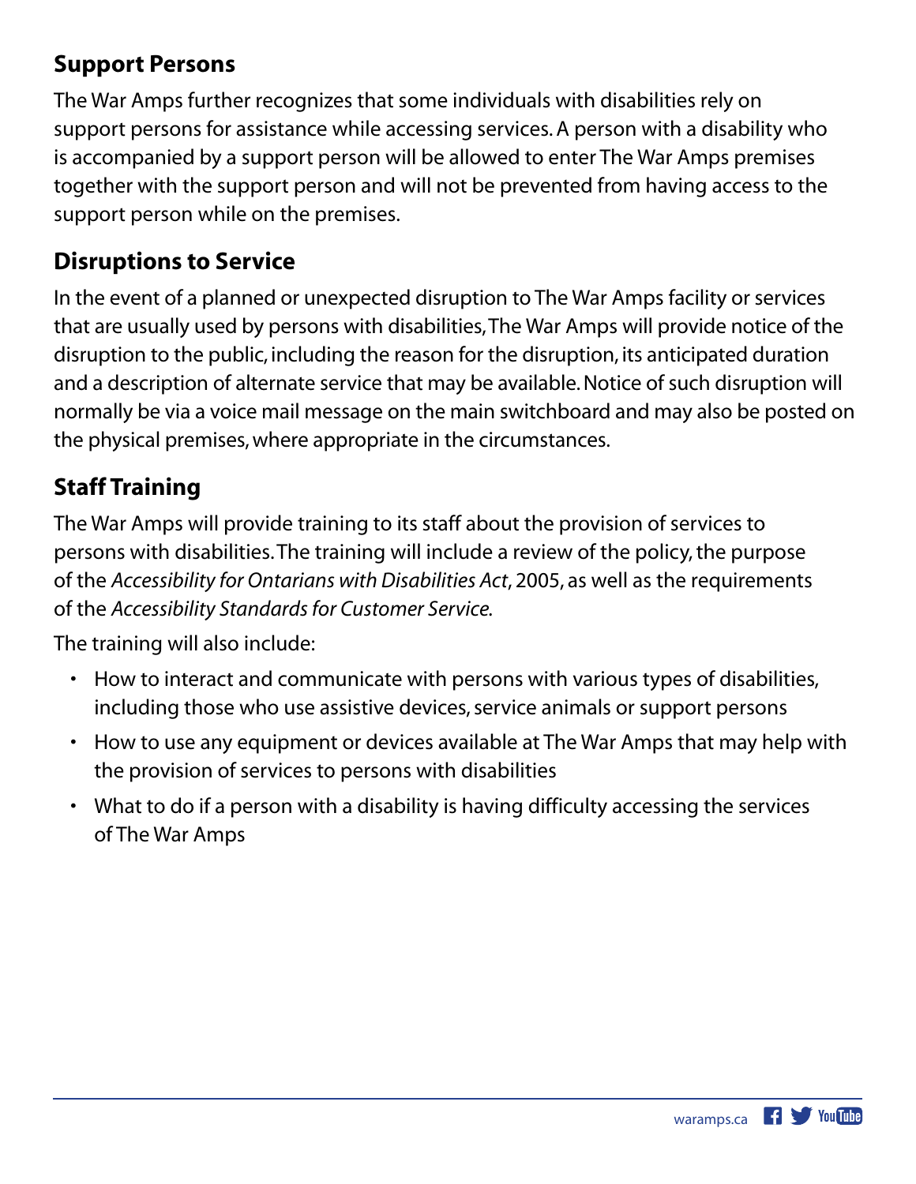## Support Persons

The War Amps further recognizes that some individuals with disabilities rely on support persons for assistance while accessing services. A person with a disability who is accompanied by a support person will be allowed to enter The War Amps premises together with the support person and will not be prevented from having access to the support person while on the premises.

## Disruptions to Service

In the event of a planned or unexpected disruption to The War Amps facility or services that are usually used by persons with disabilities, The War Amps will provide notice of the disruption to the public, including the reason for the disruption, its anticipated duration and a description of alternate service that may be available. Notice of such disruption will normally be via a voice mail message on the main switchboard and may also be posted on the physical premises, where appropriate in the circumstances.

## Staff Training

The War Amps will provide training to its staff about the provision of services to persons with disabilities. The training will include a review of the policy, the purpose of the *Accessibility for Ontarians with Disabilities Act*, 2005, as well as the requirements of the *Accessibility Standards for Customer Service*.

The training will also include:

- How to interact and communicate with persons with various types of disabilities, including those who use assistive devices, service animals or support persons
- How to use any equipment or devices available at The War Amps that may help with the provision of services to persons with disabilities
- What to do if a person with a disability is having difficulty accessing the services of The War Amps